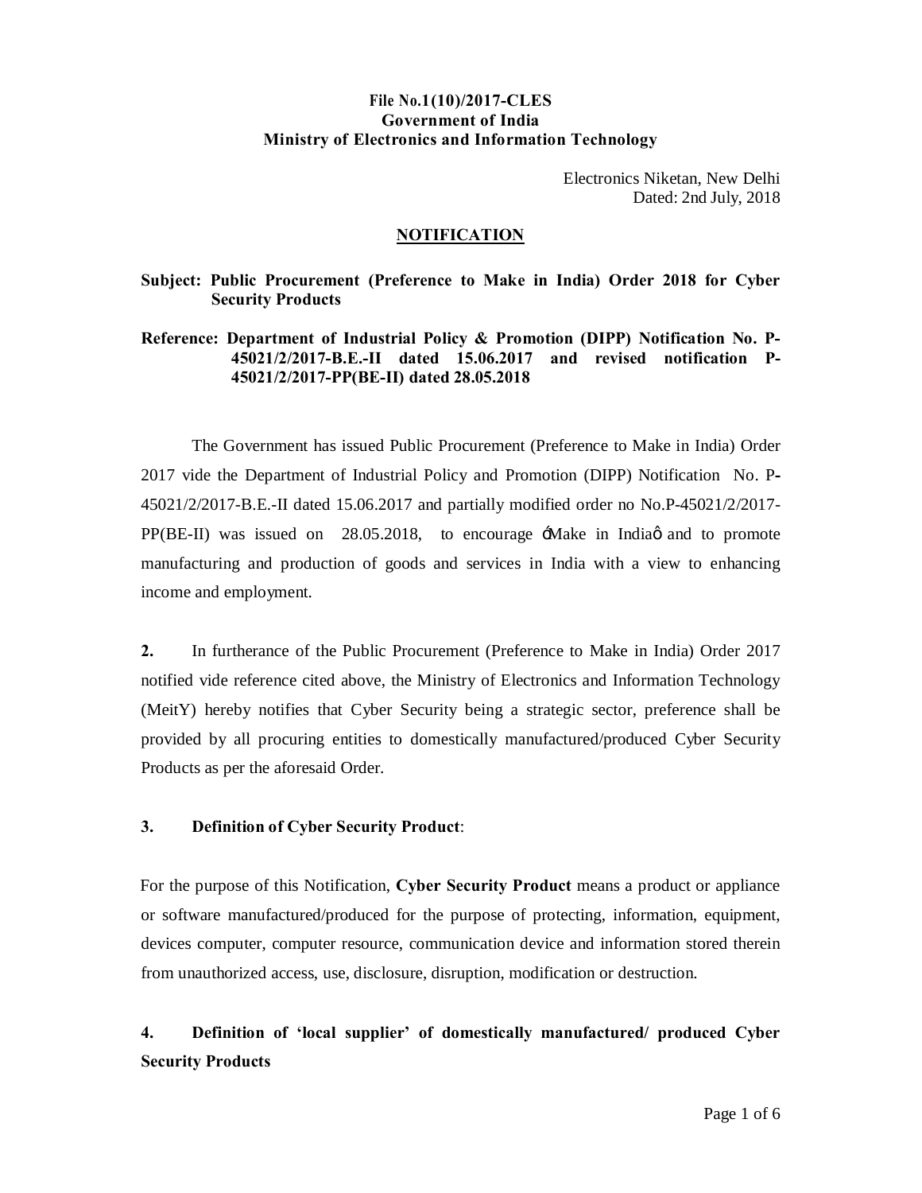**File No.1(10)/2017-CLES**
**Government of India**
**Ministry of Electronics and Information Technology**

Electronics Niketan, New Delhi
Dated: 2nd July, 2018

**NOTIFICATION**

**Subject: Public Procurement (Preference to Make in India) Order 2018 for Cyber Security Products**

**Reference: Department of Industrial Policy & Promotion (DIPP) Notification No. P-45021/2/2017-B.E.-II dated 15.06.2017 and revised notification P-45021/2/2017-PP(BE-II) dated 28.05.2018**

The Government has issued Public Procurement (Preference to Make in India) Order 2017 vide the Department of Industrial Policy and Promotion (DIPP) Notification No. P-45021/2/2017-B.E.-II dated 15.06.2017 and partially modified order no No.P-45021/2/2017-PP(BE-II) was issued on 28.05.2018, to encourage 'Make in India' and to promote manufacturing and production of goods and services in India with a view to enhancing income and employment.

**2.** In furtherance of the Public Procurement (Preference to Make in India) Order 2017 notified vide reference cited above, the Ministry of Electronics and Information Technology (MeitY) hereby notifies that Cyber Security being a strategic sector, preference shall be provided by all procuring entities to domestically manufactured/produced Cyber Security Products as per the aforesaid Order.

**3. Definition of Cyber Security Product**:

For the purpose of this Notification, **Cyber Security Product** means a product or appliance or software manufactured/produced for the purpose of protecting, information, equipment, devices computer, computer resource, communication device and information stored therein from unauthorized access, use, disclosure, disruption, modification or destruction.

**4. Definition of 'local supplier' of domestically manufactured/ produced Cyber Security Products**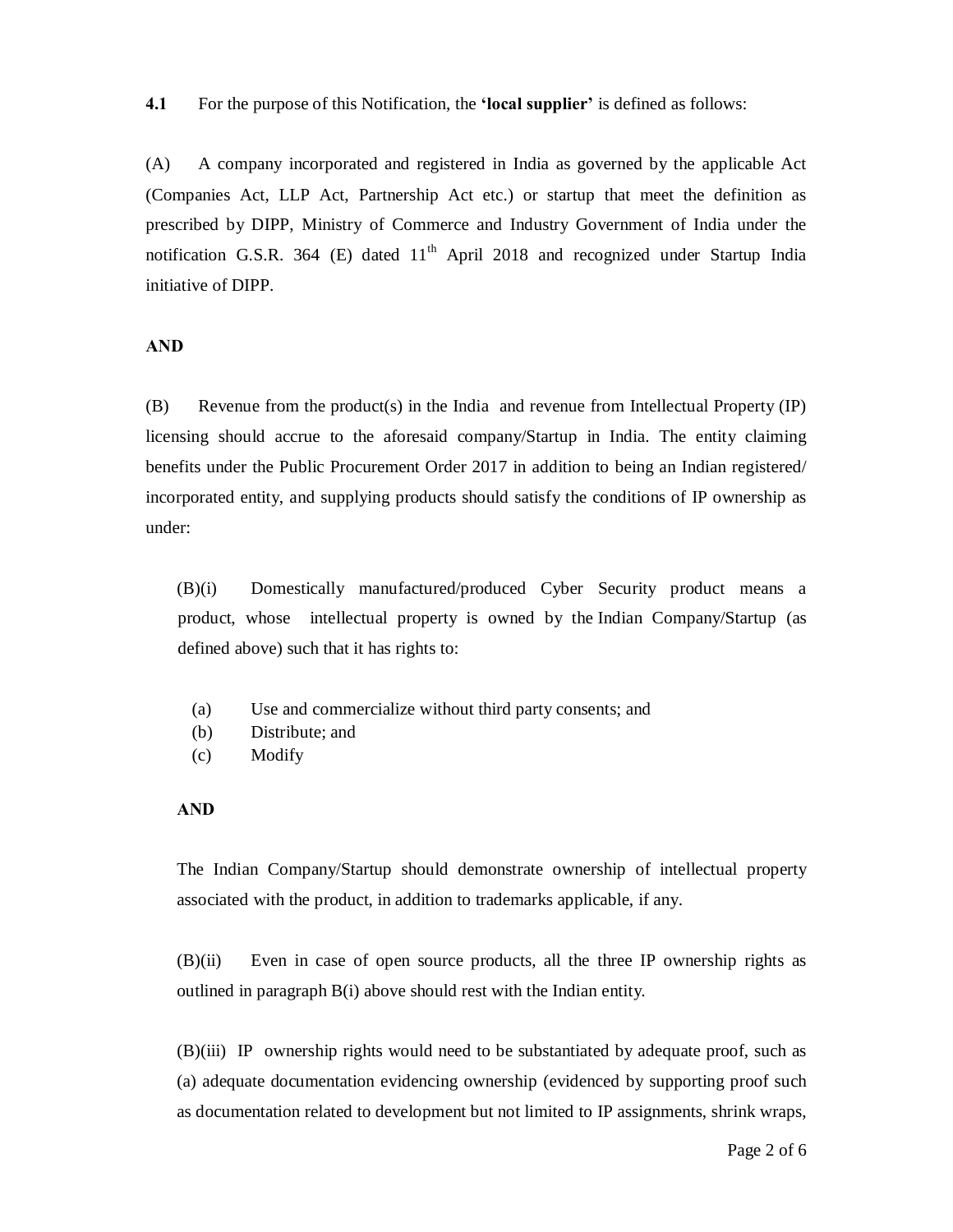**4.1** For the purpose of this Notification, the **'local supplier'** is defined as follows:

(A) A company incorporated and registered in India as governed by the applicable Act (Companies Act, LLP Act, Partnership Act etc.) or startup that meet the definition as prescribed by DIPP, Ministry of Commerce and Industry Government of India under the notification G.S.R. 364 (E) dated 11th April 2018 and recognized under Startup India initiative of DIPP.

**AND**

(B) Revenue from the product(s) in the India and revenue from Intellectual Property (IP) licensing should accrue to the aforesaid company/Startup in India. The entity claiming benefits under the Public Procurement Order 2017 in addition to being an Indian registered/ incorporated entity, and supplying products should satisfy the conditions of IP ownership as under:

(B)(i) Domestically manufactured/produced Cyber Security product means a product, whose intellectual property is owned by the Indian Company/Startup (as defined above) such that it has rights to:

(a) Use and commercialize without third party consents; and
(b) Distribute; and
(c) Modify

**AND**

The Indian Company/Startup should demonstrate ownership of intellectual property associated with the product, in addition to trademarks applicable, if any.

(B)(ii) Even in case of open source products, all the three IP ownership rights as outlined in paragraph B(i) above should rest with the Indian entity.

(B)(iii) IP ownership rights would need to be substantiated by adequate proof, such as (a) adequate documentation evidencing ownership (evidenced by supporting proof such as documentation related to development but not limited to IP assignments, shrink wraps,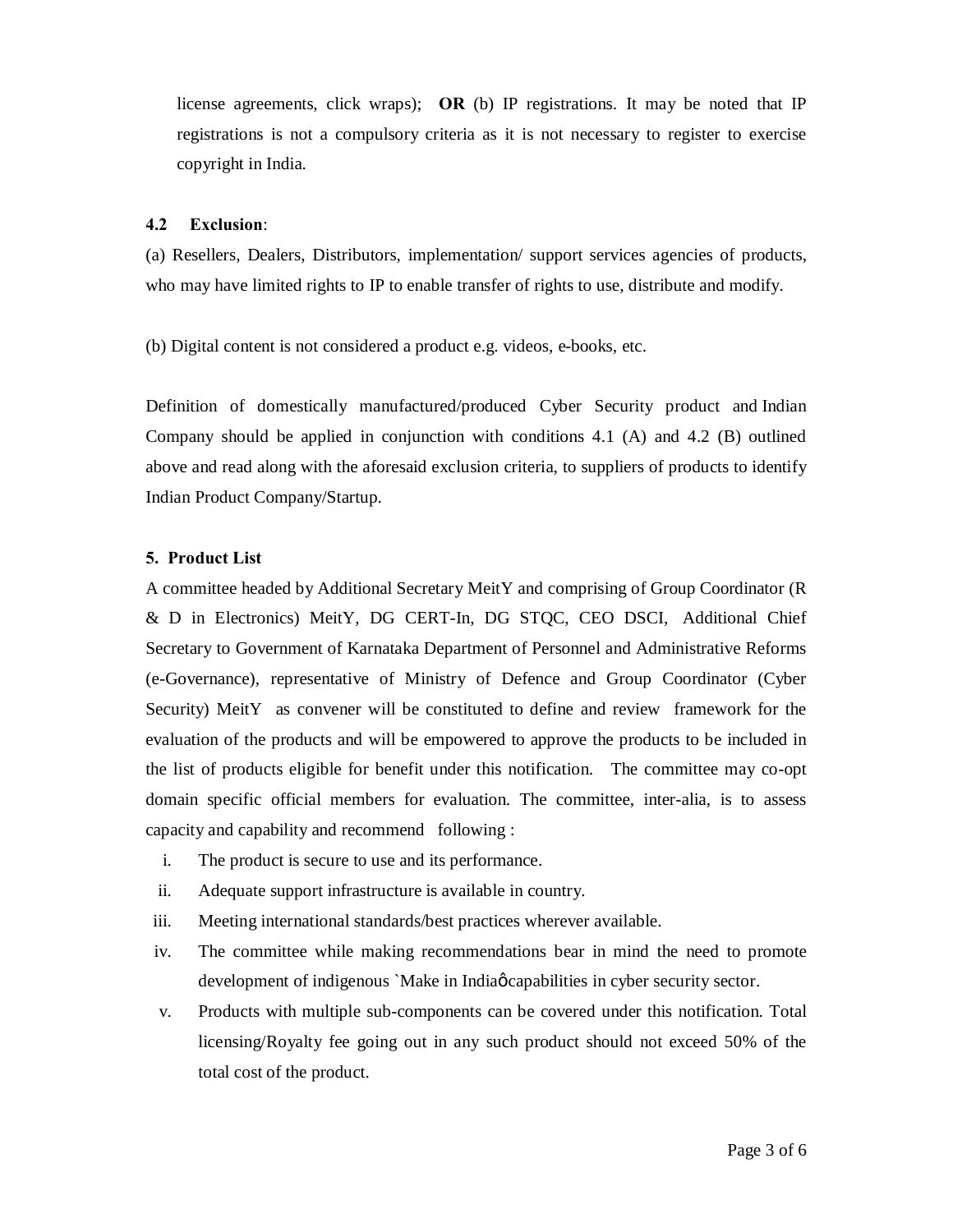license agreements, click wraps); **OR** (b) IP registrations. It may be noted that IP registrations is not a compulsory criteria as it is not necessary to register to exercise copyright in India.

**4.2 Exclusion**:

(a) Resellers, Dealers, Distributors, implementation/ support services agencies of products, who may have limited rights to IP to enable transfer of rights to use, distribute and modify.

(b) Digital content is not considered a product e.g. videos, e-books, etc.

Definition of domestically manufactured/produced Cyber Security product and Indian Company should be applied in conjunction with conditions 4.1 (A) and 4.2 (B) outlined above and read along with the aforesaid exclusion criteria, to suppliers of products to identify Indian Product Company/Startup.

**5. Product List**

A committee headed by Additional Secretary MeitY and comprising of Group Coordinator (R & D in Electronics) MeitY, DG CERT-In, DG STQC, CEO DSCI, Additional Chief Secretary to Government of Karnataka Department of Personnel and Administrative Reforms (e-Governance), representative of Ministry of Defence and Group Coordinator (Cyber Security) MeitY as convener will be constituted to define and review framework for the evaluation of the products and will be empowered to approve the products to be included in the list of products eligible for benefit under this notification. The committee may co-opt domain specific official members for evaluation. The committee, inter-alia, is to assess capacity and capability and recommend following :

i. The product is secure to use and its performance.
ii. Adequate support infrastructure is available in country.
iii. Meeting international standards/best practices wherever available.
iv. The committee while making recommendations bear in mind the need to promote development of indigenous `Make in India' capabilities in cyber security sector.
v. Products with multiple sub-components can be covered under this notification. Total licensing/Royalty fee going out in any such product should not exceed 50% of the total cost of the product.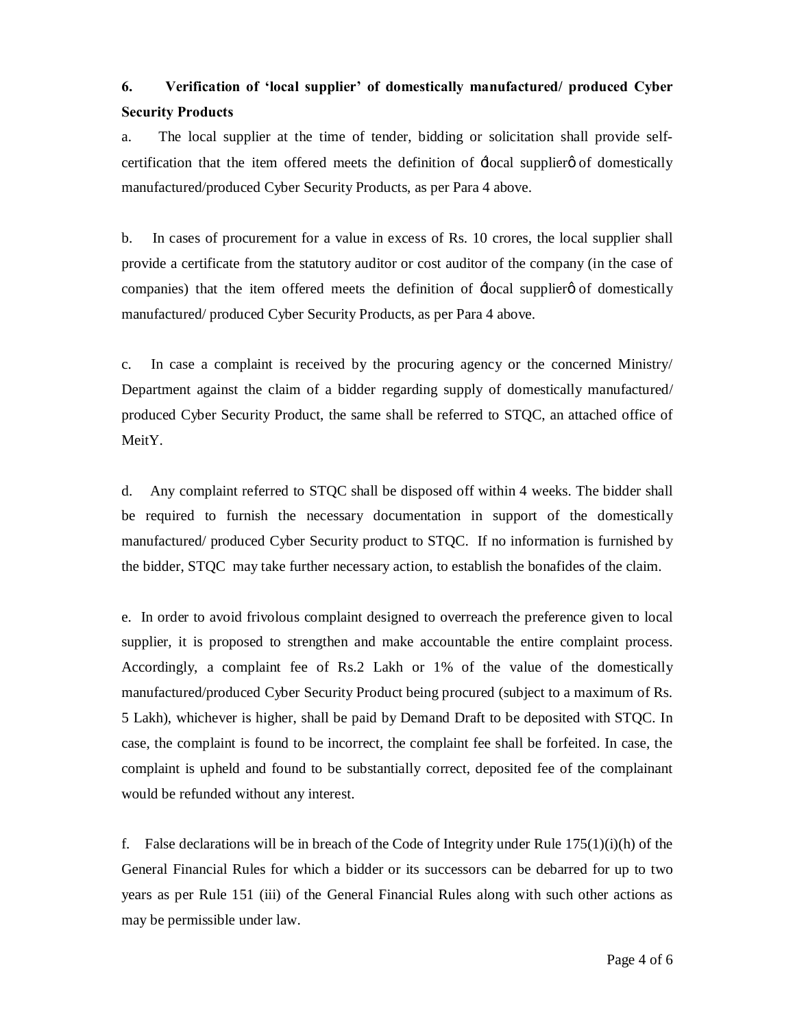**6. Verification of 'local supplier' of domestically manufactured/ produced Cyber Security Products**

a. The local supplier at the time of tender, bidding or solicitation shall provide self-certification that the item offered meets the definition of 'local supplier' of domestically manufactured/produced Cyber Security Products, as per Para 4 above.

b. In cases of procurement for a value in excess of Rs. 10 crores, the local supplier shall provide a certificate from the statutory auditor or cost auditor of the company (in the case of companies) that the item offered meets the definition of 'local supplier' of domestically manufactured/ produced Cyber Security Products, as per Para 4 above.

c. In case a complaint is received by the procuring agency or the concerned Ministry/ Department against the claim of a bidder regarding supply of domestically manufactured/ produced Cyber Security Product, the same shall be referred to STQC, an attached office of MeitY.

d. Any complaint referred to STQC shall be disposed off within 4 weeks. The bidder shall be required to furnish the necessary documentation in support of the domestically manufactured/ produced Cyber Security product to STQC. If no information is furnished by the bidder, STQC may take further necessary action, to establish the bonafides of the claim.

e. In order to avoid frivolous complaint designed to overreach the preference given to local supplier, it is proposed to strengthen and make accountable the entire complaint process. Accordingly, a complaint fee of Rs.2 Lakh or 1% of the value of the domestically manufactured/produced Cyber Security Product being procured (subject to a maximum of Rs. 5 Lakh), whichever is higher, shall be paid by Demand Draft to be deposited with STQC. In case, the complaint is found to be incorrect, the complaint fee shall be forfeited. In case, the complaint is upheld and found to be substantially correct, deposited fee of the complainant would be refunded without any interest.

f. False declarations will be in breach of the Code of Integrity under Rule 175(1)(i)(h) of the General Financial Rules for which a bidder or its successors can be debarred for up to two years as per Rule 151 (iii) of the General Financial Rules along with such other actions as may be permissible under law.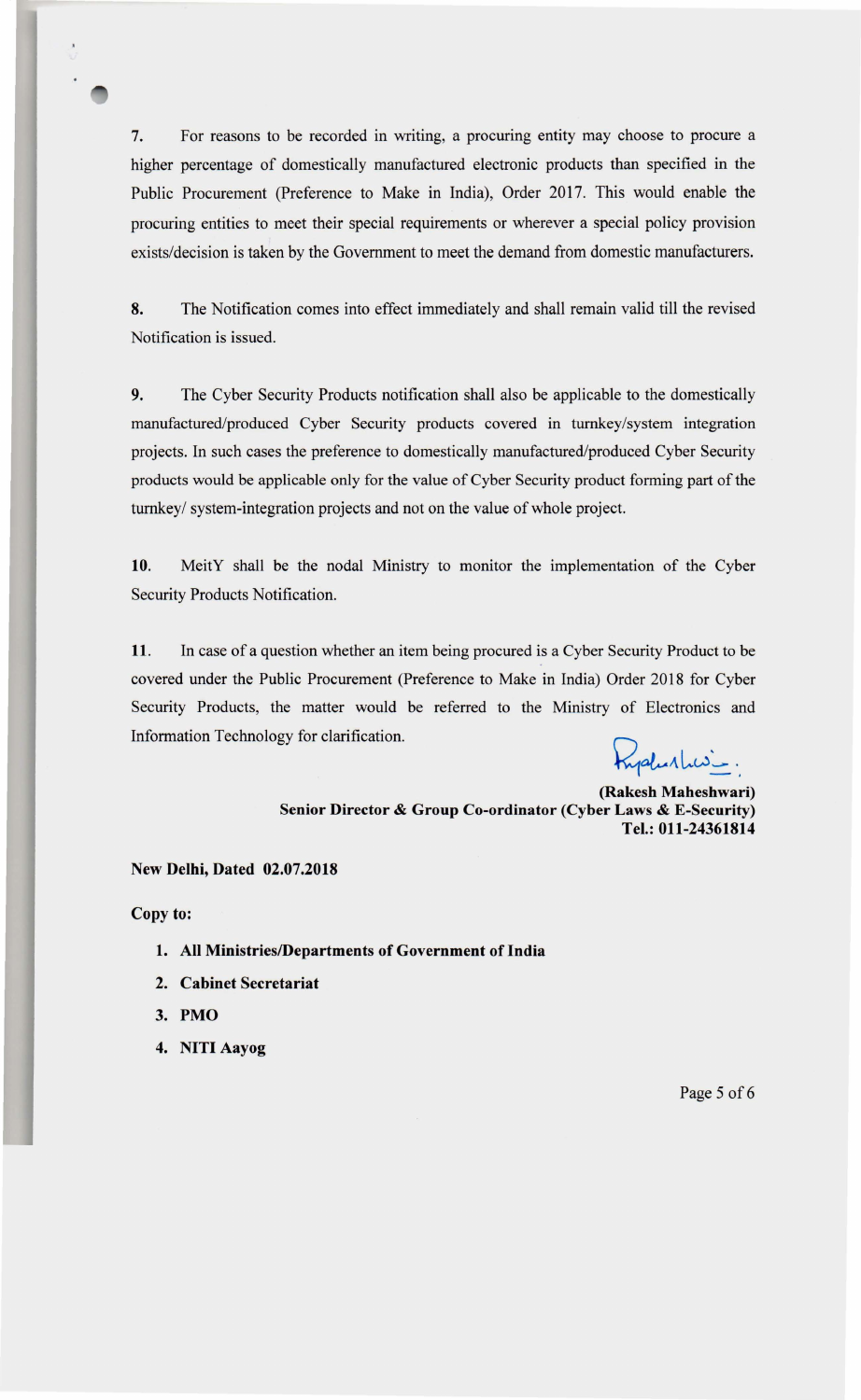7. For reasons to be recorded in writing, a procuring entity may choose to procure a higher percentage of domestically manufactured electronic products than specified in the Public Procurement (Preference to Make in India), Order 2017. This would enable the procuring entities to meet their special requirements or wherever a special policy provision exists/decision is taken by the Government to meet the demand from domestic manufacturers.

8. The Notification comes into effect immediately and shall remain valid till the revised Notification is issued.

9. The Cyber Security Products notification shall also be applicable to the domestically manufactured/produced Cyber Security products covered in turnkey/system integration projects. In such cases the preference to domestically manufactured/produced Cyber Security products would be applicable only for the value of Cyber Security product forming part of the turnkey/ system-integration projects and not on the value of whole project.

10. MeitY shall be the nodal Ministry to monitor the implementation of the Cyber Security Products Notification.

11. In case of a question whether an item being procured is a Cyber Security Product to be covered under the Public Procurement (Preference to Make in India) Order 2018 for Cyber Security Products, the matter would be referred to the Ministry of Electronics and Information Technology for clarification.

**(Rakesh Maheshwari)**
**Senior Director & Group Co-ordinator (Cyber Laws & E-Security)**
**Tel.: 011-24361814**

**New Delhi, Dated 02.07.2018**

**Copy to:**

1. **All Ministries/Departments of Government of India**
2. **Cabinet Secretariat**
3. **PMO**
4. **NITI Aayog**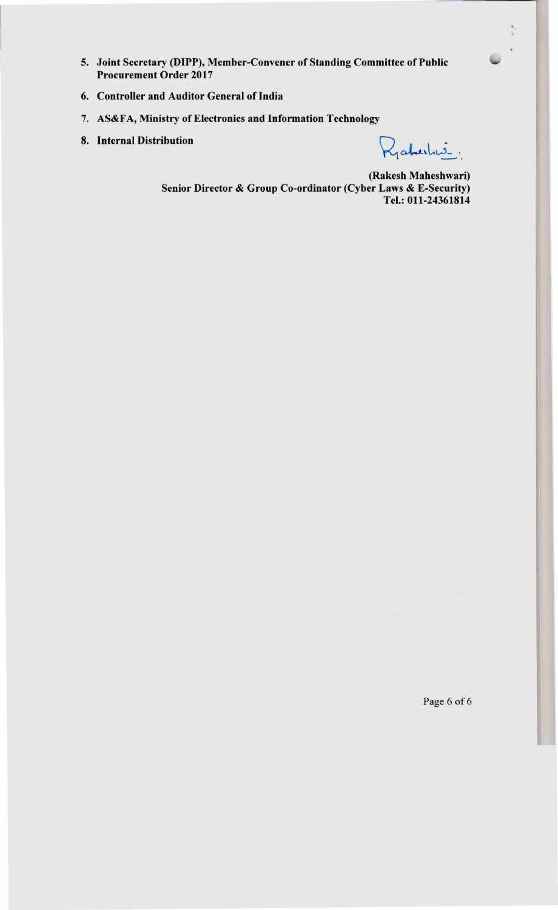5. **Joint Secretary (DIPP), Member-Convener of Standing Committee of Public Procurement Order 2017**
6. **Controller and Auditor General of India**
7. **AS&FA, Ministry of Electronics and Information Technology**
8. **Internal Distribution**

**(Rakesh Maheshwari)**
**Senior Director & Group Co-ordinator (Cyber Laws & E-Security)**
**Tel.: 011-24361814**